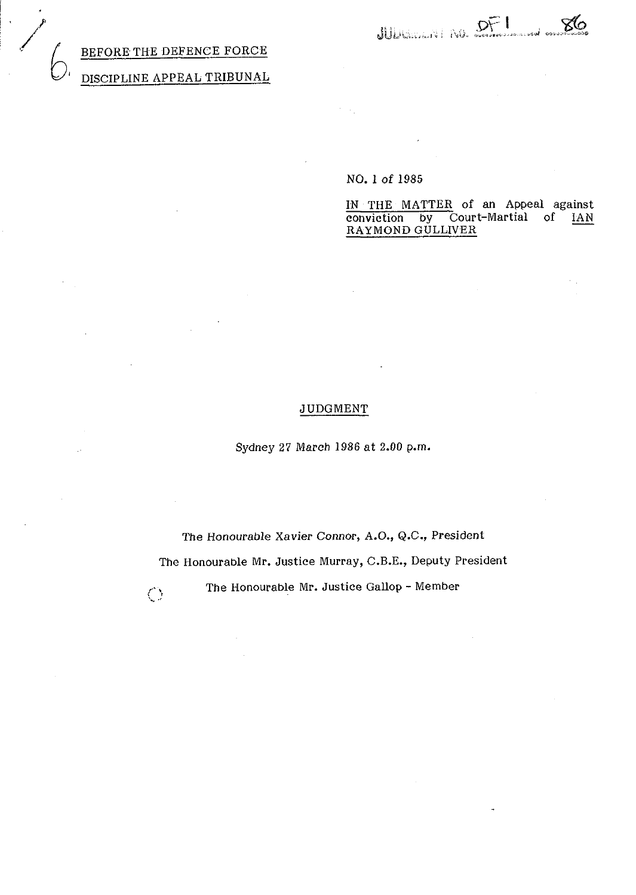JUDGMENT NO. DF1 of 86

BEFORE THE DEFENCE FORCE

DISCIPLINE APPEAL TRIBUNAL

NO. 1 of 1985

IN THE MATTER of an Appeal against conviction by Court-Martial of IAN RAYMOND GULLIVER

JUDGMENT

Sydney 27 March 1986 at 2.00 p.m.

The Honourable Xavier Connor, A.O., Q.C., President

The Honourable Mr. Justice Murray, C.B.E., Deputy President

The Honourable Mr. Justice Gallop - Member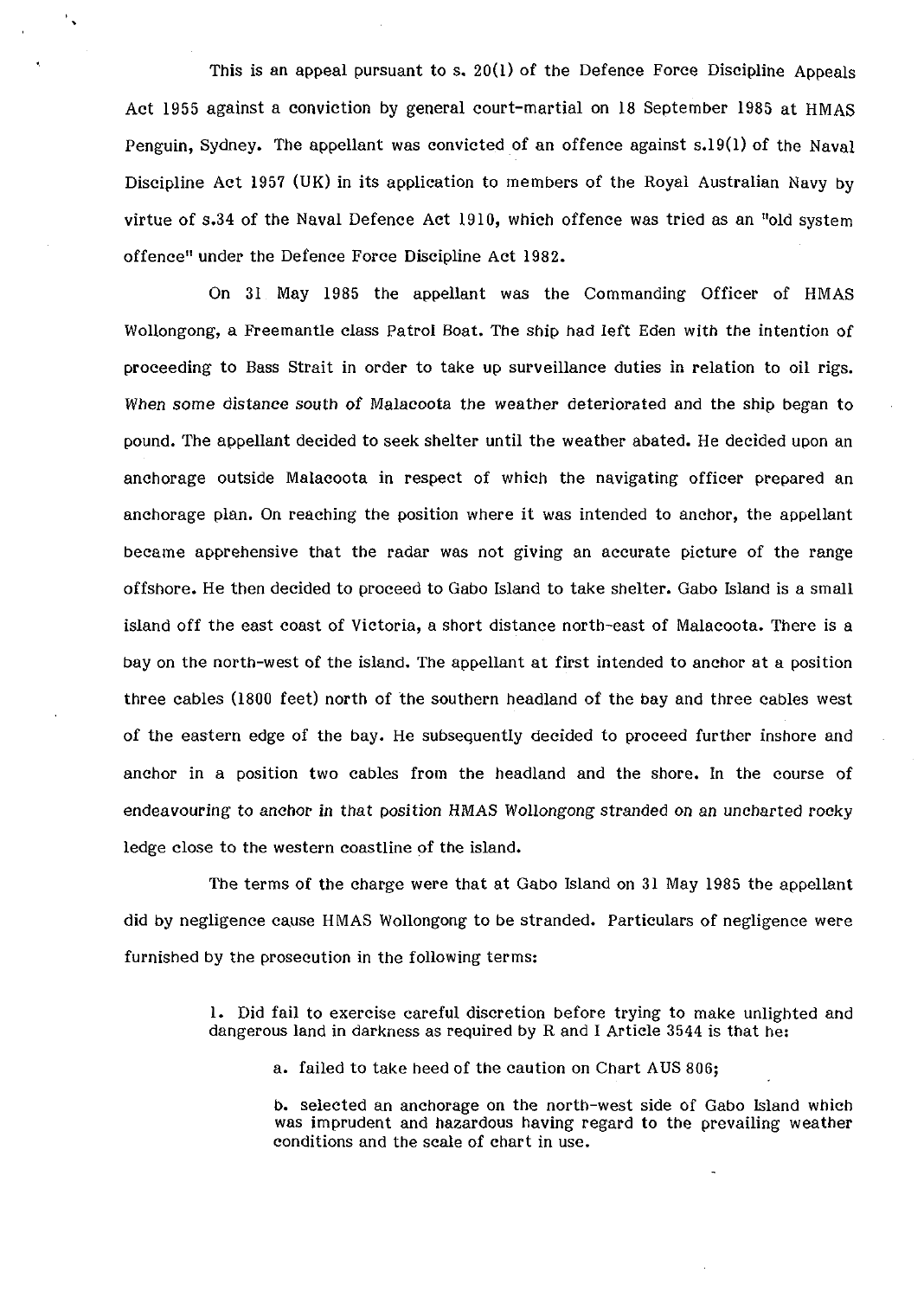This is an appeal pursuant to s. 20(1) of the Defence Force Discipline Appeals Act 1955 against a conviction by general court-martial on 18 September 1985 at HMAS Penguin, Sydney. The appellant was convicted of an offence against s.19(1) of the Naval Discipline Act 1957 (UK) in its application to members of the Royal Australian Navy by virtue of s.34 of the Naval Defence Act 1910, which offence was tried as an "old system offence" under the Defence Force Discipline Act 1982.

On 31 May 1985 the appellant was the Commanding Officer of HMAS Wollongong, a Freemantle class Patrol Boat. The ship had left Eden with the intention of proceeding to Bass Strait in order to take up surveillance duties in relation to oil rigs. When some distance south of Malacoota the weather deteriorated and the ship began to pound. The appellant decided to seek shelter until the weather abated. He decided upon an anchorage outside Malacoota in respect of which the navigating officer prepared an anchorage plan. On reaching the position where it was intended to anchor, the appellant became apprehensive that the radar was not giving an accurate picture of the range offshore. He then decided to proceed to Gabo Island to take shelter. Gabo Island is a small island off the east coast of Victoria, a short distance north-east of Malacoota. There is a bay on the north-west of the island. The appellant at first intended to anchor at a position three cables (1800 feet) north of the southern headland of the bay and three cables west of the eastern edge of the bay. He subsequently decided to proceed further inshore and anchor in a position two cables from the headland and the shore. In the course of endeavouring to anchor in that position HMAS Wollongong stranded on an uncharted rocky ledge close to the western coastline of the island.

The terms of the charge were that at Gabo Island on 31 May 1985 the appellant did by negligence cause HMAS Wollongong to be stranded. Particulars of negligence were furnished by the prosecution in the following terms:

> 1. Did fail to exercise careful discretion before trying to make unlighted and dangerous land in darkness as required by R and I Article 3544 is that he:
>
> a. failed to take heed of the caution on Chart AUS 806;
>
> b. selected an anchorage on the north-west side of Gabo Island which was imprudent and hazardous having regard to the prevailing weather conditions and the scale of chart in use.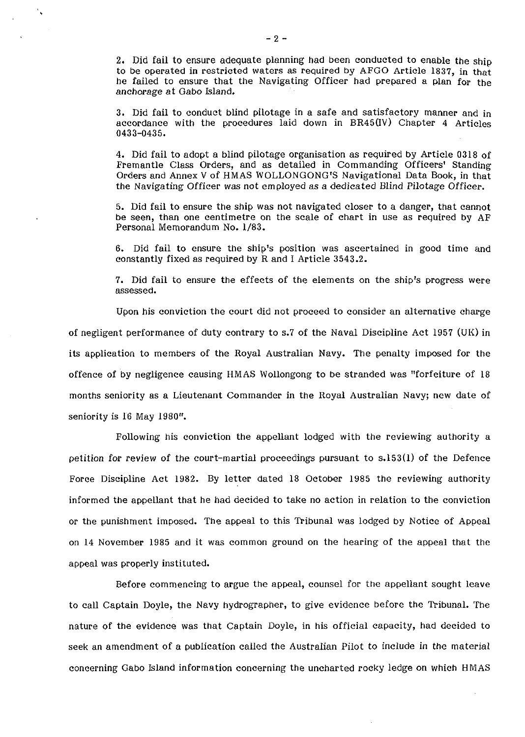2. Did fail to ensure adequate planning had been conducted to enable the ship to be operated in restricted waters as required by AFGO Article 1837, in that he failed to ensure that the Navigating Officer had prepared a plan for the anchorage at Gabo Island.

3. Did fail to conduct blind pilotage in a safe and satisfactory manner and in accordance with the procedures laid down in BR45(IV) Chapter 4 Articles 0433-0435.

4. Did fail to adopt a blind pilotage organisation as required by Article 0318 of Fremantle Class Orders, and as detailed in Commanding Officers' Standing Orders and Annex V of HMAS WOLLONGONG'S Navigational Data Book, in that the Navigating Officer was not employed as a dedicated Blind Pilotage Officer.

5. Did fail to ensure the ship was not navigated closer to a danger, that cannot be seen, than one centimetre on the scale of chart in use as required by AF Personal Memorandum No. 1/83.

6. Did fail to ensure the ship's position was ascertained in good time and constantly fixed as required by R and I Article 3543.2.

7. Did fail to ensure the effects of the elements on the ship's progress were assessed.

Upon his conviction the court did not proceed to consider an alternative charge of negligent performance of duty contrary to s.7 of the Naval Discipline Act 1957 (UK) in its application to members of the Royal Australian Navy. The penalty imposed for the offence of by negligence causing HMAS Wollongong to be stranded was "forfeiture of 18 months seniority as a Lieutenant Commander in the Royal Australian Navy; new date of seniority is 16 May 1980".

Following his conviction the appellant lodged with the reviewing authority a petition for review of the court-martial proceedings pursuant to s.153(1) of the Defence Force Discipline Act 1982. By letter dated 18 October 1985 the reviewing authority informed the appellant that he had decided to take no action in relation to the conviction or the punishment imposed. The appeal to this Tribunal was lodged by Notice of Appeal on 14 November 1985 and it was common ground on the hearing of the appeal that the appeal was properly instituted.

Before commencing to argue the appeal, counsel for the appellant sought leave to call Captain Doyle, the Navy hydrographer, to give evidence before the Tribunal. The nature of the evidence was that Captain Doyle, in his official capacity, had decided to seek an amendment of a publication called the Australian Pilot to include in the material concerning Gabo Island information concerning the uncharted rocky ledge on which HMAS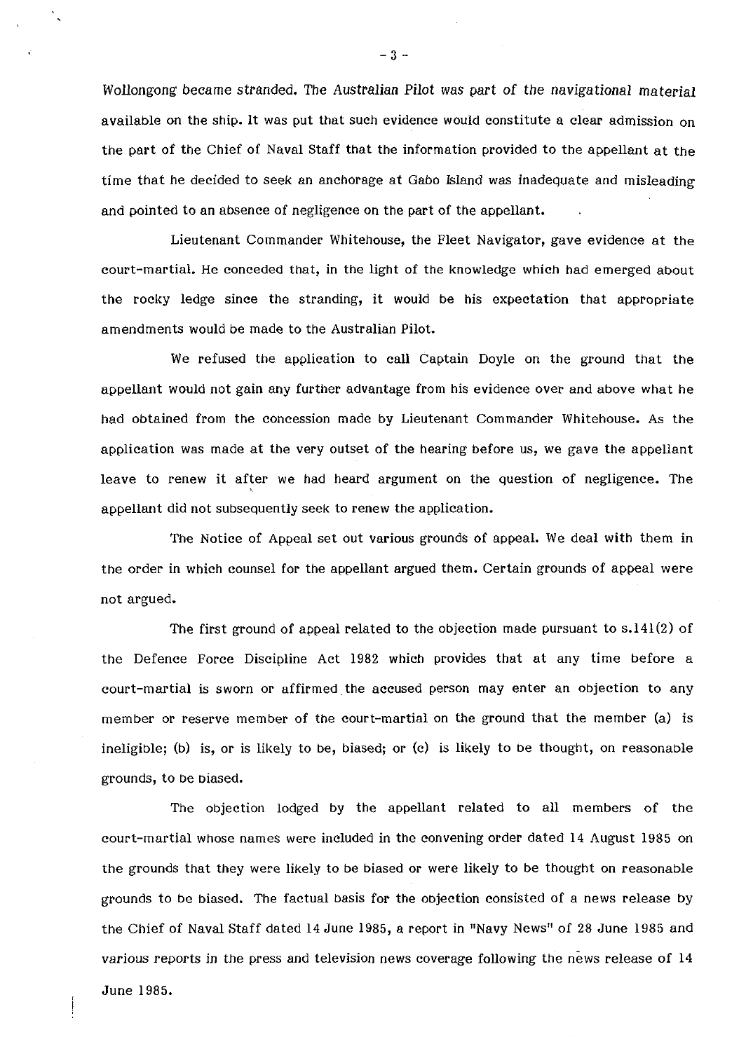Wollongong became stranded. The *Australian Pilot* was part of the navigational material available on the ship. It was put that such evidence would constitute a clear admission on the part of the Chief of Naval Staff that the information provided to the appellant at the time that he decided to seek an anchorage at Gabo Island was inadequate and misleading and pointed to an absence of negligence on the part of the appellant.

Lieutenant Commander Whitehouse, the Fleet Navigator, gave evidence at the court-martial. He conceded that, in the light of the knowledge which had emerged about the rocky ledge since the stranding, it would be his expectation that appropriate amendments would be made to the Australian Pilot.

We refused the application to call Captain Doyle on the ground that the appellant would not gain any further advantage from his evidence over and above what he had obtained from the concession made by Lieutenant Commander Whitehouse. As the application was made at the very outset of the hearing before us, we gave the appellant leave to renew it after we had heard argument on the question of negligence. The appellant did not subsequently seek to renew the application.

The Notice of Appeal set out various grounds of appeal. We deal with them in the order in which counsel for the appellant argued them. Certain grounds of appeal were not argued.

The first ground of appeal related to the objection made pursuant to s.141(2) of the Defence Force Discipline Act 1982 which provides that at any time before a court-martial is sworn or affirmed the accused person may enter an objection to any member or reserve member of the court-martial on the ground that the member (a) is ineligible; (b) is, or is likely to be, biased; or (c) is likely to be thought, on reasonable grounds, to be biased.

The objection lodged by the appellant related to all members of the court-martial whose names were included in the convening order dated 14 August 1985 on the grounds that they were likely to be biased or were likely to be thought on reasonable grounds to be biased. The factual basis for the objection consisted of a news release by the Chief of Naval Staff dated 14 June 1985, a report in "Navy News" of 28 June 1985 and various reports in the press and television news coverage following the news release of 14 June 1985.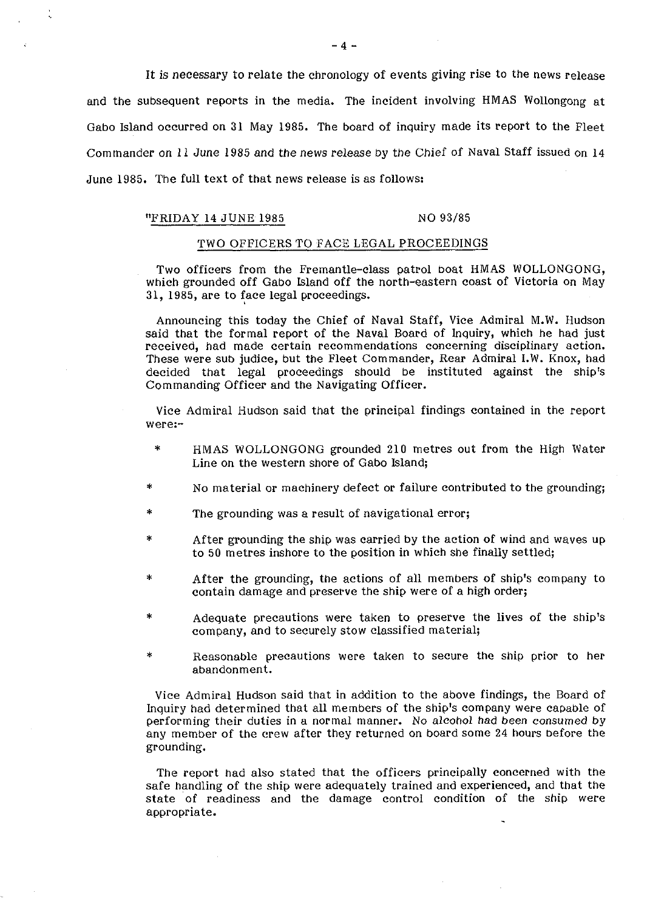It is necessary to relate the chronology of events giving rise to the news release and the subsequent reports in the media. The incident involving HMAS Wollongong at Gabo Island occurred on 31 May 1985. The board of inquiry made its report to the Fleet Commander on 11 June 1985 and the news release by the Chief of Naval Staff issued on 14 June 1985. The full text of that news release is as follows:

"FRIDAY 14 JUNE 1985 NO 93/85

TWO OFFICERS TO FACE LEGAL PROCEEDINGS

Two officers from the Fremantle-class patrol boat HMAS WOLLONGONG, which grounded off Gabo Island off the north-eastern coast of Victoria on May 31, 1985, are to face legal proceedings.

Announcing this today the Chief of Naval Staff, Vice Admiral M.W. Hudson said that the formal report of the Naval Board of Inquiry, which he had just received, had made certain recommendations concerning disciplinary action. These were sub judice, but the Fleet Commander, Rear Admiral I.W. Knox, had decided that legal proceedings should be instituted against the ship's Commanding Officer and the Navigating Officer.

Vice Admiral Hudson said that the principal findings contained in the report were:-

- HMAS WOLLONGONG grounded 210 metres out from the High Water Line on the western shore of Gabo Island;
- No material or machinery defect or failure contributed to the grounding;
- The grounding was a result of navigational error;
- After grounding the ship was carried by the action of wind and waves up to 50 metres inshore to the position in which she finally settled;
- After the grounding, the actions of all members of ship's company to contain damage and preserve the ship were of a high order;
- Adequate precautions were taken to preserve the lives of the ship's company, and to securely stow classified material;
- Reasonable precautions were taken to secure the ship prior to her abandonment.

Vice Admiral Hudson said that in addition to the above findings, the Board of Inquiry had determined that all members of the ship's company were capable of performing their duties in a normal manner. No alcohol had been consumed by any member of the crew after they returned on board some 24 hours before the grounding.

The report had also stated that the officers principally concerned with the safe handling of the ship were adequately trained and experienced, and that the state of readiness and the damage control condition of the ship were appropriate.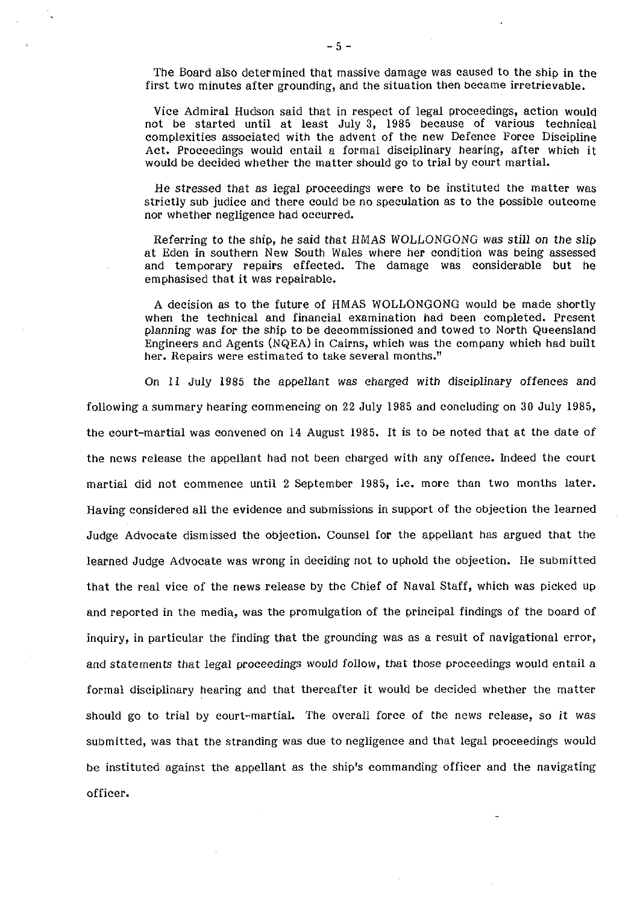> The Board also determined that massive damage was caused to the ship in the first two minutes after grounding, and the situation then became irretrievable.
>
> Vice Admiral Hudson said that in respect of legal proceedings, action would not be started until at least July 3, 1985 because of various technical complexities associated with the advent of the new Defence Force Discipline Act. Proceedings would entail a formal disciplinary hearing, after which it would be decided whether the matter should go to trial by court martial.
>
> He stressed that as legal proceedings were to be instituted the matter was strictly sub judice and there could be no speculation as to the possible outcome nor whether negligence had occurred.
>
> Referring to the ship, he said that HMAS WOLLONGONG was still on the slip at Eden in southern New South Wales where her condition was being assessed and temporary repairs effected. The damage was considerable but he emphasised that it was repairable.
>
> A decision as to the future of HMAS WOLLONGONG would be made shortly when the technical and financial examination had been completed. Present planning was for the ship to be decommissioned and towed to North Queensland Engineers and Agents (NQEA) in Cairns, which was the company which had built her. Repairs were estimated to take several months."

On 11 July 1985 the appellant was charged with disciplinary offences and following a summary hearing commencing on 22 July 1985 and concluding on 30 July 1985, the court-martial was convened on 14 August 1985. It is to be noted that at the date of the news release the appellant had not been charged with any offence. Indeed the court martial did not commence until 2 September 1985, i.e. more than two months later. Having considered all the evidence and submissions in support of the objection the learned Judge Advocate dismissed the objection. Counsel for the appellant has argued that the learned Judge Advocate was wrong in deciding not to uphold the objection. He submitted that the real vice of the news release by the Chief of Naval Staff, which was picked up and reported in the media, was the promulgation of the principal findings of the board of inquiry, in particular the finding that the grounding was as a result of navigational error, and statements that legal proceedings would follow, that those proceedings would entail a formal disciplinary hearing and that thereafter it would be decided whether the matter should go to trial by court-martial. The overall force of the news release, so it was submitted, was that the stranding was due to negligence and that legal proceedings would be instituted against the appellant as the ship's commanding officer and the navigating officer.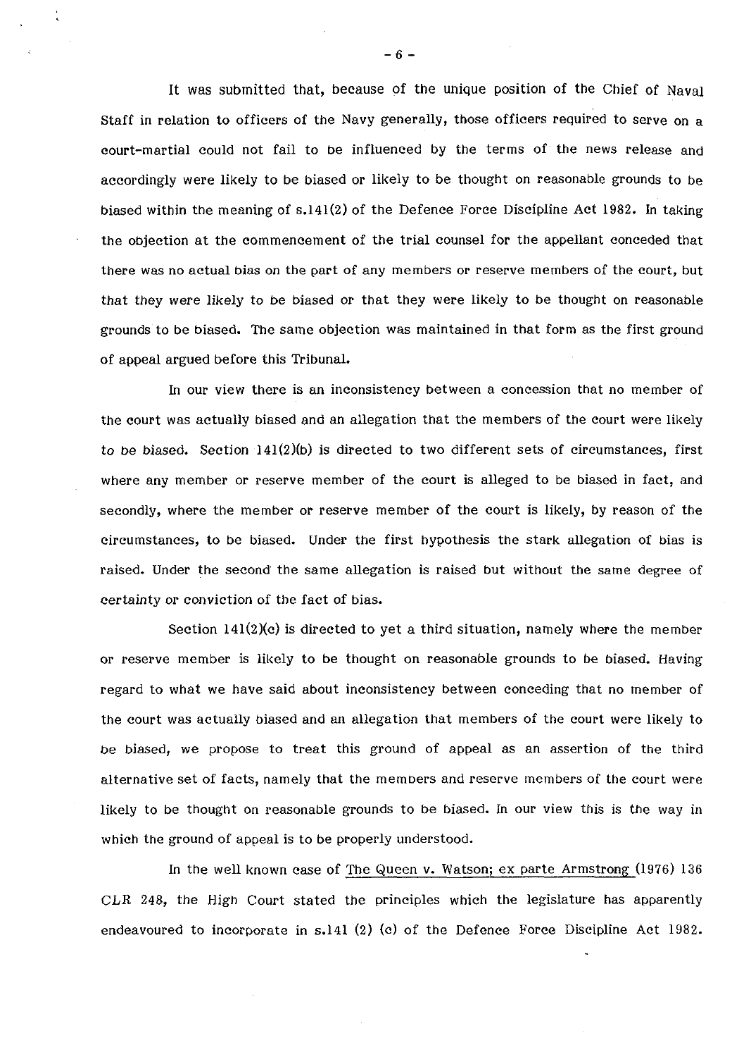It was submitted that, because of the unique position of the Chief of Naval Staff in relation to officers of the Navy generally, those officers required to serve on a court-martial could not fail to be influenced by the terms of the news release and accordingly were likely to be biased or likely to be thought on reasonable grounds to be biased within the meaning of s.141(2) of the Defence Force Discipline Act 1982. In taking the objection at the commencement of the trial counsel for the appellant conceded that there was no actual bias on the part of any members or reserve members of the court, but that they were likely to be biased or that they were likely to be thought on reasonable grounds to be biased. The same objection was maintained in that form as the first ground of appeal argued before this Tribunal.

In our view there is an inconsistency between a concession that no member of the court was actually biased and an allegation that the members of the court were likely to be biased. Section 141(2)(b) is directed to two different sets of circumstances, first where any member or reserve member of the court is alleged to be biased in fact, and secondly, where the member or reserve member of the court is likely, by reason of the circumstances, to be biased. Under the first hypothesis the stark allegation of bias is raised. Under the second the same allegation is raised but without the same degree of certainty or conviction of the fact of bias.

Section 141(2)(c) is directed to yet a third situation, namely where the member or reserve member is likely to be thought on reasonable grounds to be biased. Having regard to what we have said about inconsistency between conceding that no member of the court was actually biased and an allegation that members of the court were likely to be biased, we propose to treat this ground of appeal as an assertion of the third alternative set of facts, namely that the members and reserve members of the court were likely to be thought on reasonable grounds to be biased. In our view this is the way in which the ground of appeal is to be properly understood.

In the well known case of The Queen v. Watson; ex parte Armstrong (1976) 136 CLR 248, the High Court stated the principles which the legislature has apparently endeavoured to incorporate in s.141 (2) (c) of the Defence Force Discipline Act 1982.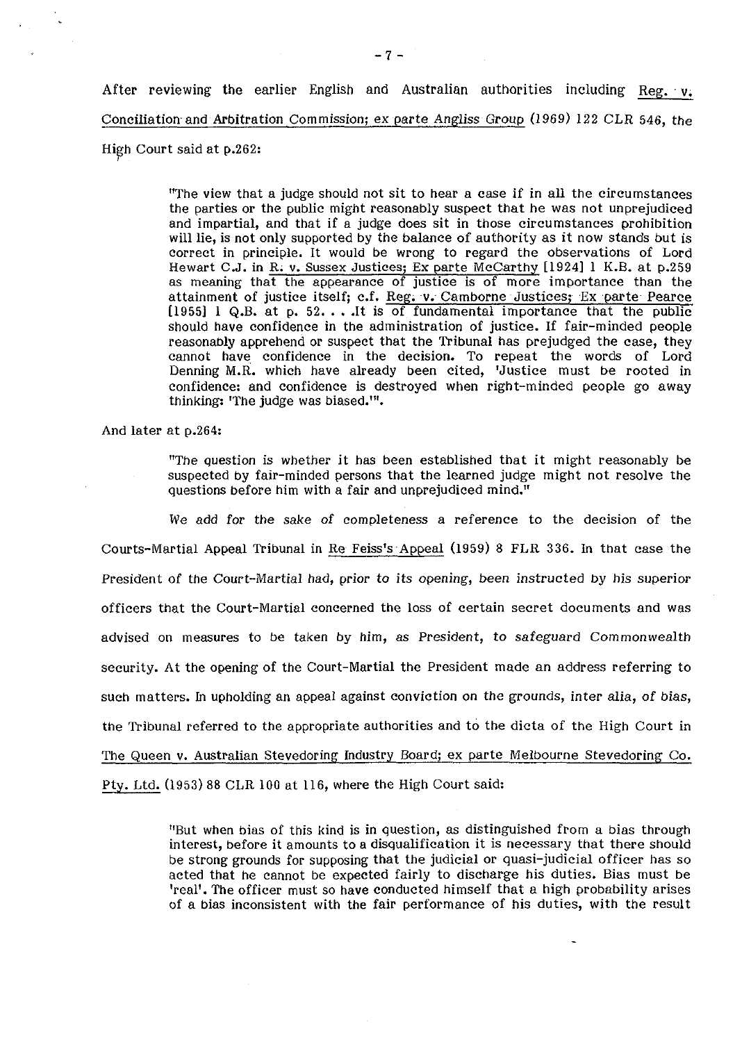After reviewing the earlier English and Australian authorities including Reg. v. Conciliation and Arbitration Commission; ex parte Angliss Group (1969) 122 CLR 546, the High Court said at p.262:

> "The view that a judge should not sit to hear a case if in all the circumstances the parties or the public might reasonably suspect that he was not unprejudiced and impartial, and that if a judge does sit in those circumstances prohibition will lie, is not only supported by the balance of authority as it now stands but is correct in principle. It would be wrong to regard the observations of Lord Hewart C.J. in R. v. Sussex Justices; Ex parte McCarthy [1924] 1 K.B. at p.259 as meaning that the appearance of justice is of more importance than the attainment of justice itself; c.f. Reg. v. Camborne Justices; Ex parte Pearce [1955] 1 Q.B. at p. 52. . . .It is of fundamental importance that the public should have confidence in the administration of justice. If fair-minded people reasonably apprehend or suspect that the Tribunal has prejudged the case, they cannot have confidence in the decision. To repeat the words of Lord Denning M.R. which have already been cited, 'Justice must be rooted in confidence: and confidence is destroyed when right-minded people go away thinking: 'The judge was biased.'".

And later at p.264:

> "The question is whether it has been established that it might reasonably be suspected by fair-minded persons that the learned judge might not resolve the questions before him with a fair and unprejudiced mind."

We add for the sake of completeness a reference to the decision of the Courts-Martial Appeal Tribunal in Re Feiss's Appeal (1959) 8 FLR 336. In that case the President of the Court-Martial had, prior to its opening, been instructed by his superior officers that the Court-Martial concerned the loss of certain secret documents and was advised on measures to be taken by him, as President, to safeguard Commonwealth security. At the opening of the Court-Martial the President made an address referring to such matters. In upholding an appeal against conviction on the grounds, inter alia, of bias, the Tribunal referred to the appropriate authorities and to the dicta of the High Court in The Queen v. Australian Stevedoring Industry Board; ex parte Melbourne Stevedoring Co. Pty. Ltd. (1953) 88 CLR 100 at 116, where the High Court said:

> "But when bias of this kind is in question, as distinguished from a bias through interest, before it amounts to a disqualification it is necessary that there should be strong grounds for supposing that the judicial or quasi-judicial officer has so acted that he cannot be expected fairly to discharge his duties. Bias must be 'real'. The officer must so have conducted himself that a high probability arises of a bias inconsistent with the fair performance of his duties, with the result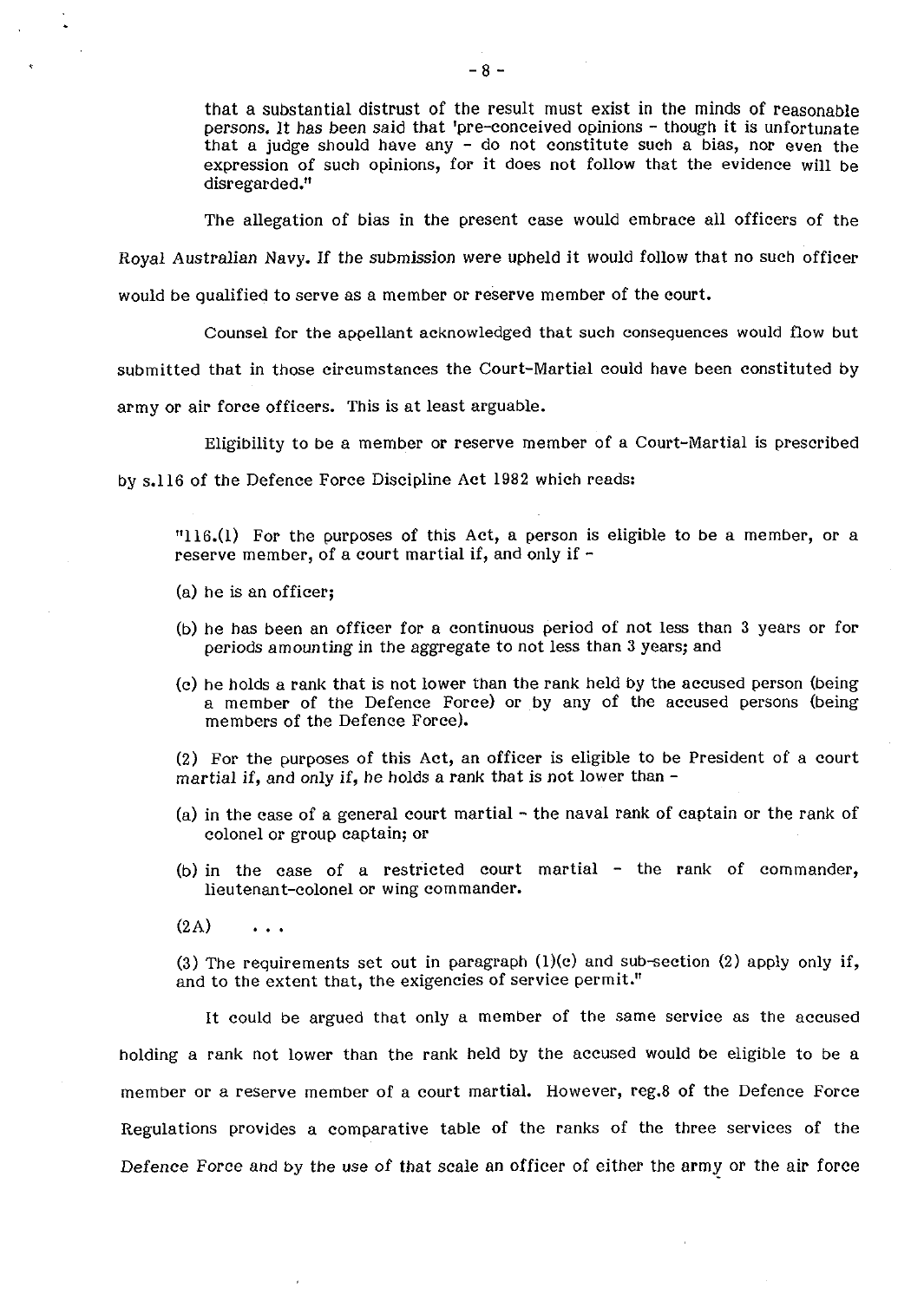> that a substantial distrust of the result must exist in the minds of reasonable persons. It has been said that 'pre-conceived opinions - though it is unfortunate that a judge should have any - do not constitute such a bias, nor even the expression of such opinions, for it does not follow that the evidence will be disregarded."

The allegation of bias in the present case would embrace all officers of the Royal Australian Navy. If the submission were upheld it would follow that no such officer would be qualified to serve as a member or reserve member of the court.

Counsel for the appellant acknowledged that such consequences would flow but submitted that in those circumstances the Court-Martial could have been constituted by army or air force officers. This is at least arguable.

Eligibility to be a member or reserve member of a Court-Martial is prescribed by s.116 of the Defence Force Discipline Act 1982 which reads:

> "116.(1) For the purposes of this Act, a person is eligible to be a member, or a reserve member, of a court martial if, and only if -
>
> (a) he is an officer;
>
> (b) he has been an officer for a continuous period of not less than 3 years or for periods amounting in the aggregate to not less than 3 years; and
>
> (c) he holds a rank that is not lower than the rank held by the accused person (being a member of the Defence Force) or by any of the accused persons (being members of the Defence Force).
>
> (2) For the purposes of this Act, an officer is eligible to be President of a court martial if, and only if, he holds a rank that is not lower than -
>
> (a) in the case of a general court martial - the naval rank of captain or the rank of colonel or group captain; or
>
> (b) in the case of a restricted court martial - the rank of commander, lieutenant-colonel or wing commander.
>
> (2A) . . .
>
> (3) The requirements set out in paragraph (1)(c) and sub-section (2) apply only if, and to the extent that, the exigencies of service permit."

It could be argued that only a member of the same service as the accused holding a rank not lower than the rank held by the accused would be eligible to be a member or a reserve member of a court martial. However, reg.8 of the Defence Force Regulations provides a comparative table of the ranks of the three services of the Defence Force and by the use of that scale an officer of either the army or the air force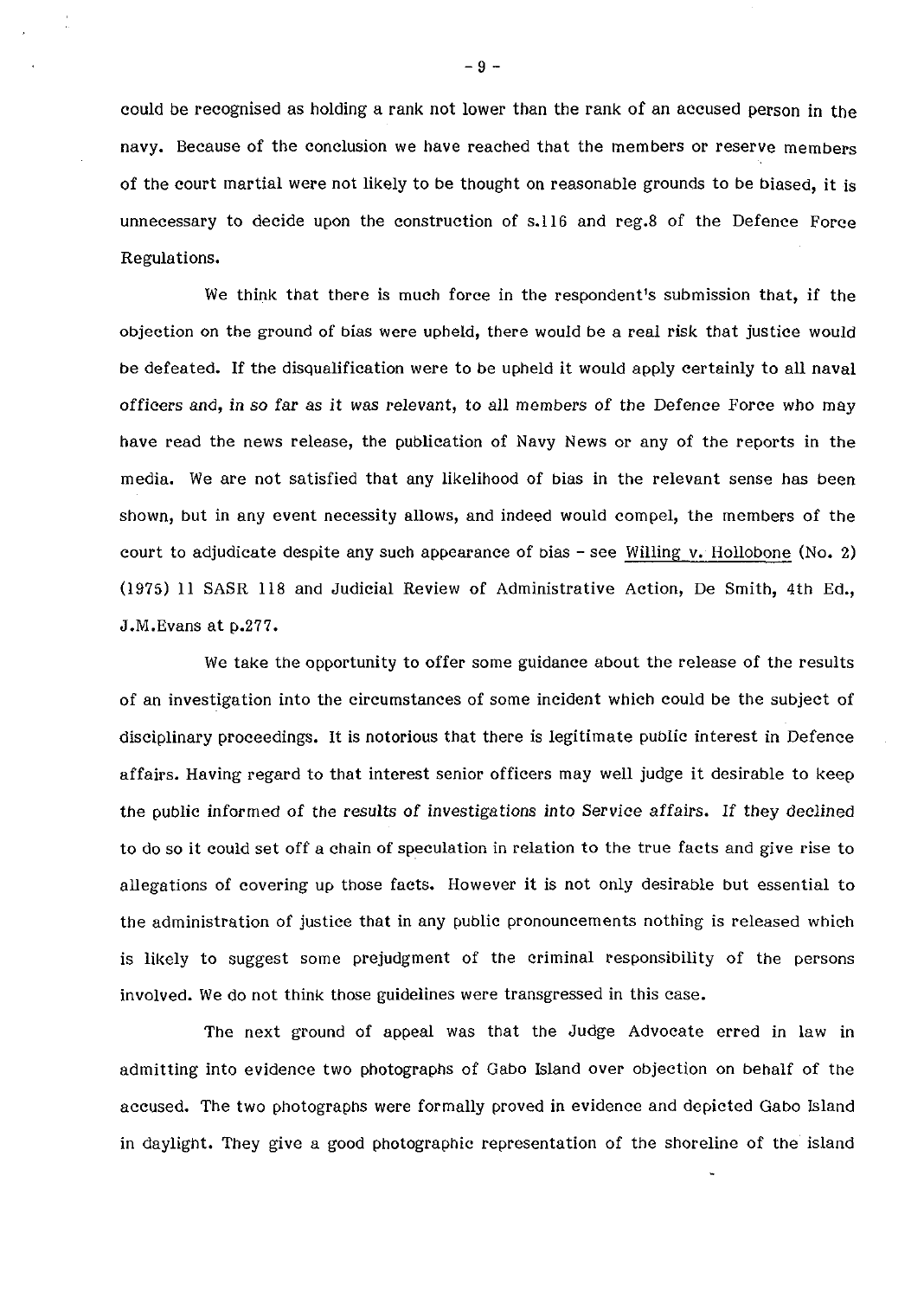could be recognised as holding a rank not lower than the rank of an accused person in the navy. Because of the conclusion we have reached that the members or reserve members of the court martial were not likely to be thought on reasonable grounds to be biased, it is unnecessary to decide upon the construction of s.116 and reg.8 of the Defence Force Regulations.

We think that there is much force in the respondent's submission that, if the objection on the ground of bias were upheld, there would be a real risk that justice would be defeated. If the disqualification were to be upheld it would apply certainly to all naval officers and, in so far as it was relevant, to all members of the Defence Force who may have read the news release, the publication of Navy News or any of the reports in the media. We are not satisfied that any likelihood of bias in the relevant sense has been shown, but in any event necessity allows, and indeed would compel, the members of the court to adjudicate despite any such appearance of bias - see Willing v. Hollobone (No. 2) (1975) 11 SASR 118 and Judicial Review of Administrative Action, De Smith, 4th Ed., J.M.Evans at p.277.

We take the opportunity to offer some guidance about the release of the results of an investigation into the circumstances of some incident which could be the subject of disciplinary proceedings. It is notorious that there is legitimate public interest in Defence affairs. Having regard to that interest senior officers may well judge it desirable to keep the public informed of the results of investigations into Service affairs. If they declined to do so it could set off a chain of speculation in relation to the true facts and give rise to allegations of covering up those facts. However it is not only desirable but essential to the administration of justice that in any public pronouncements nothing is released which is likely to suggest some prejudgment of the criminal responsibility of the persons involved. We do not think those guidelines were transgressed in this case.

The next ground of appeal was that the Judge Advocate erred in law in admitting into evidence two photographs of Gabo Island over objection on behalf of the accused. The two photographs were formally proved in evidence and depicted Gabo Island in daylight. They give a good photographic representation of the shoreline of the island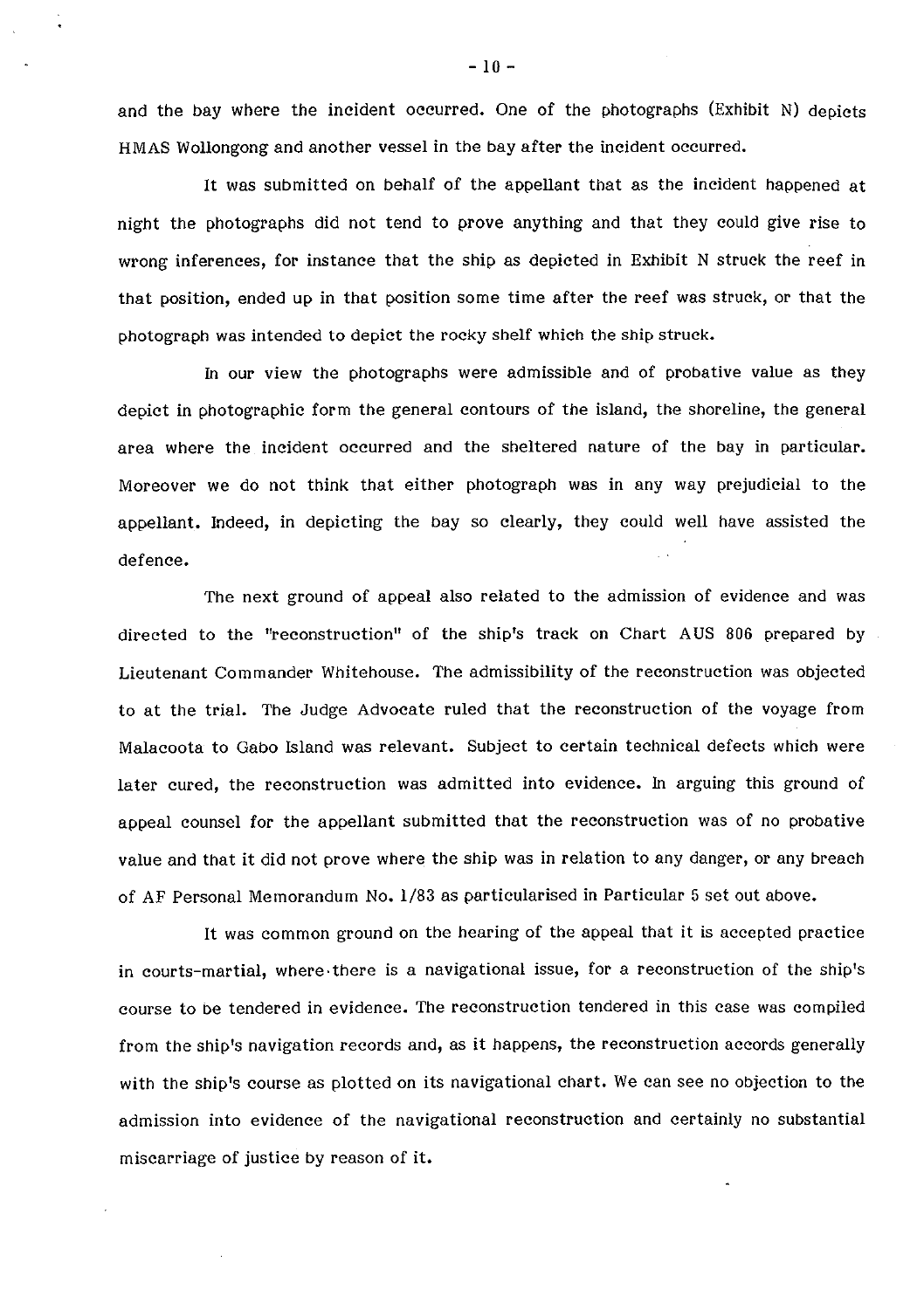and the bay where the incident occurred. One of the photographs (Exhibit N) depicts HMAS Wollongong and another vessel in the bay after the incident occurred.

It was submitted on behalf of the appellant that as the incident happened at night the photographs did not tend to prove anything and that they could give rise to wrong inferences, for instance that the ship as depicted in Exhibit N struck the reef in that position, ended up in that position some time after the reef was struck, or that the photograph was intended to depict the rocky shelf which the ship struck.

In our view the photographs were admissible and of probative value as they depict in photographic form the general contours of the island, the shoreline, the general area where the incident occurred and the sheltered nature of the bay in particular. Moreover we do not think that either photograph was in any way prejudicial to the appellant. Indeed, in depicting the bay so clearly, they could well have assisted the defence.

The next ground of appeal also related to the admission of evidence and was directed to the "reconstruction" of the ship's track on Chart AUS 806 prepared by Lieutenant Commander Whitehouse. The admissibility of the reconstruction was objected to at the trial. The Judge Advocate ruled that the reconstruction of the voyage from Malacoota to Gabo Island was relevant. Subject to certain technical defects which were later cured, the reconstruction was admitted into evidence. In arguing this ground of appeal counsel for the appellant submitted that the reconstruction was of no probative value and that it did not prove where the ship was in relation to any danger, or any breach of AF Personal Memorandum No. 1/83 as particularised in Particular 5 set out above.

It was common ground on the hearing of the appeal that it is accepted practice in courts-martial, where there is a navigational issue, for a reconstruction of the ship's course to be tendered in evidence. The reconstruction tendered in this case was compiled from the ship's navigation records and, as it happens, the reconstruction accords generally with the ship's course as plotted on its navigational chart. We can see no objection to the admission into evidence of the navigational reconstruction and certainly no substantial miscarriage of justice by reason of it.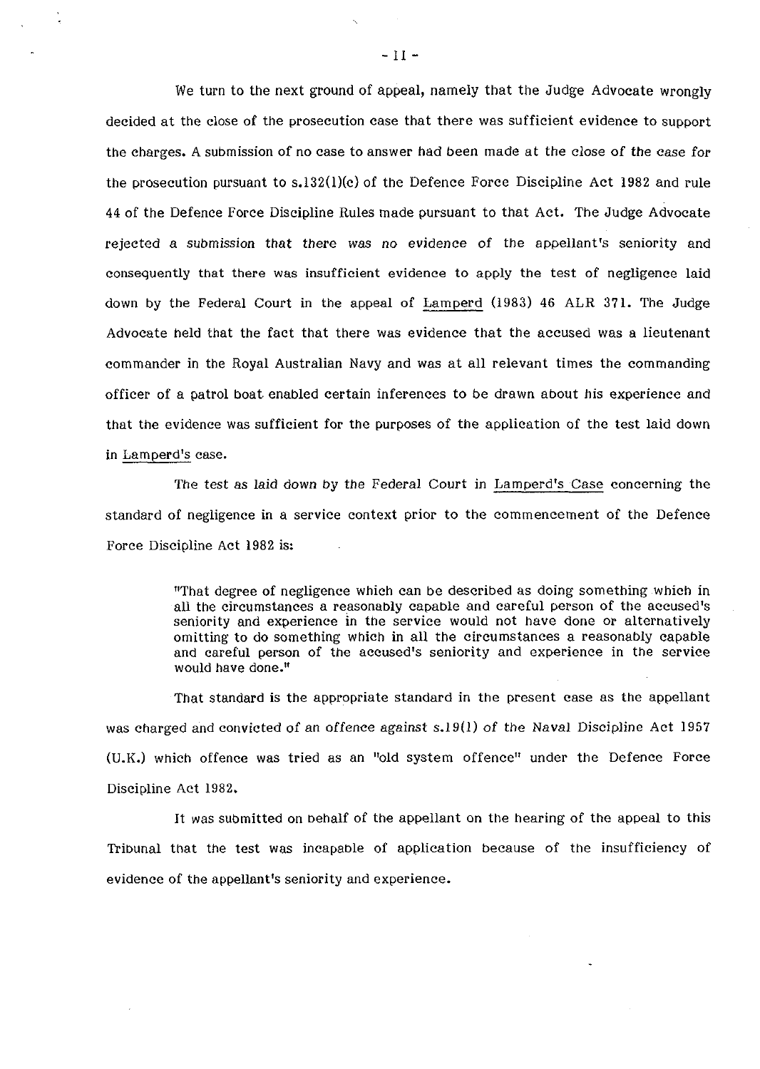We turn to the next ground of appeal, namely that the Judge Advocate wrongly decided at the close of the prosecution case that there was sufficient evidence to support the charges. A submission of no case to answer had been made at the close of the case for the prosecution pursuant to s.132(1)(c) of the Defence Force Discipline Act 1982 and rule 44 of the Defence Force Discipline Rules made pursuant to that Act. The Judge Advocate rejected a submission that there was no evidence of the appellant's seniority and consequently that there was insufficient evidence to apply the test of negligence laid down by the Federal Court in the appeal of Lamperd (1983) 46 ALR 371. The Judge Advocate held that the fact that there was evidence that the accused was a lieutenant commander in the Royal Australian Navy and was at all relevant times the commanding officer of a patrol boat enabled certain inferences to be drawn about his experience and that the evidence was sufficient for the purposes of the application of the test laid down in Lamperd's case.

The test as laid down by the Federal Court in Lamperd's Case concerning the standard of negligence in a service context prior to the commencement of the Defence Force Discipline Act 1982 is:

> "That degree of negligence which can be described as doing something which in all the circumstances a reasonably capable and careful person of the accused's seniority and experience in the service would not have done or alternatively omitting to do something which in all the circumstances a reasonably capable and careful person of the accused's seniority and experience in the service would have done."

That standard is the appropriate standard in the present case as the appellant was charged and convicted of an offence against s.19(1) of the Naval Discipline Act 1957 (U.K.) which offence was tried as an "old system offence" under the Defence Force Discipline Act 1982.

It was submitted on behalf of the appellant on the hearing of the appeal to this Tribunal that the test was incapable of application because of the insufficiency of evidence of the appellant's seniority and experience.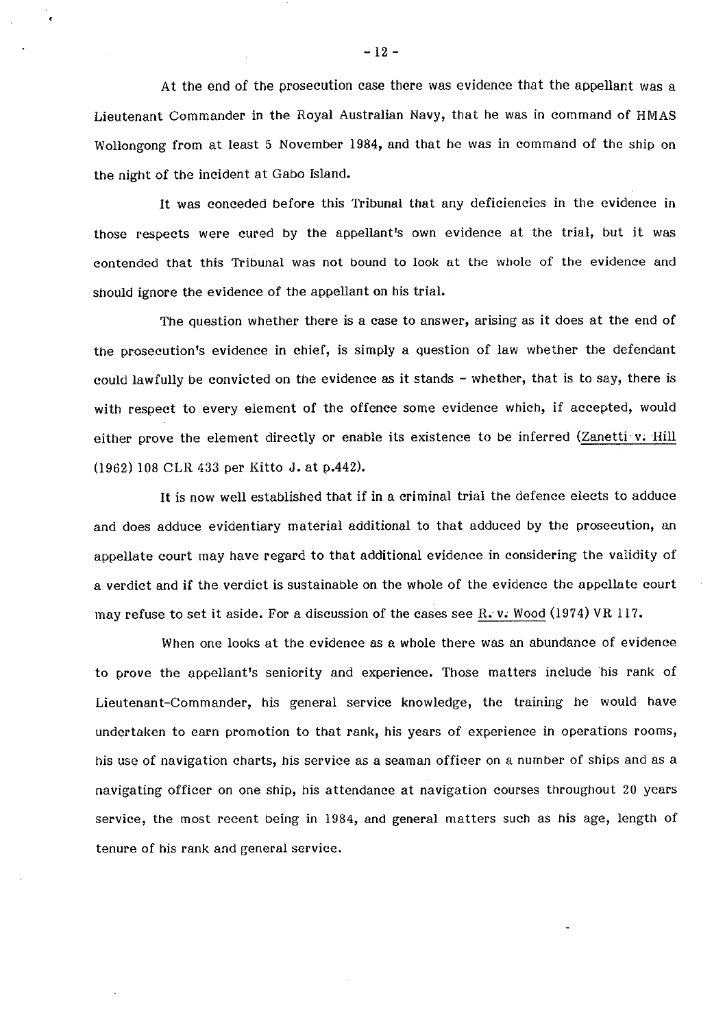At the end of the prosecution case there was evidence that the appellant was a Lieutenant Commander in the Royal Australian Navy, that he was in command of HMAS Wollongong from at least 5 November 1984, and that he was in command of the ship on the night of the incident at Gabo Island.

It was conceded before this Tribunal that any deficiencies in the evidence in those respects were cured by the appellant's own evidence at the trial, but it was contended that this Tribunal was not bound to look at the whole of the evidence and should ignore the evidence of the appellant on his trial.

The question whether there is a case to answer, arising as it does at the end of the prosecution's evidence in chief, is simply a question of law whether the defendant could lawfully be convicted on the evidence as it stands - whether, that is to say, there is with respect to every element of the offence some evidence which, if accepted, would either prove the element directly or enable its existence to be inferred (Zanetti v. Hill (1962) 108 CLR 433 per Kitto J. at p.442).

It is now well established that if in a criminal trial the defence elects to adduce and does adduce evidentiary material additional to that adduced by the prosecution, an appellate court may have regard to that additional evidence in considering the validity of a verdict and if the verdict is sustainable on the whole of the evidence the appellate court may refuse to set it aside. For a discussion of the cases see R. v. Wood (1974) VR 117.

When one looks at the evidence as a whole there was an abundance of evidence to prove the appellant's seniority and experience. Those matters include his rank of Lieutenant-Commander, his general service knowledge, the training he would have undertaken to earn promotion to that rank, his years of experience in operations rooms, his use of navigation charts, his service as a seaman officer on a number of ships and as a navigating officer on one ship, his attendance at navigation courses throughout 20 years service, the most recent being in 1984, and general matters such as his age, length of tenure of his rank and general service.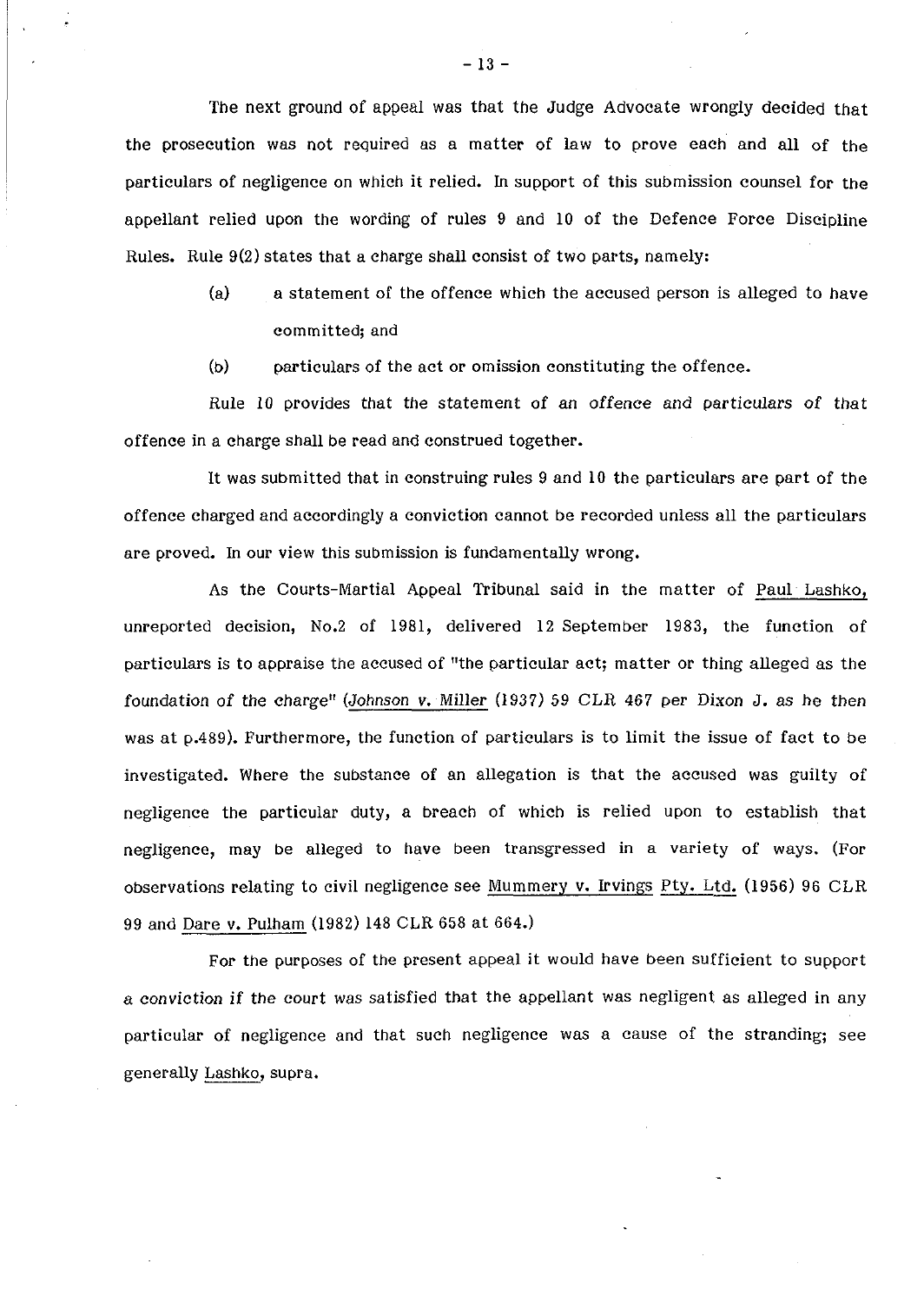The next ground of appeal was that the Judge Advocate wrongly decided that the prosecution was not required as a matter of law to prove each and all of the particulars of negligence on which it relied. In support of this submission counsel for the appellant relied upon the wording of rules 9 and 10 of the Defence Force Discipline Rules. Rule 9(2) states that a charge shall consist of two parts, namely:

> (a) a statement of the offence which the accused person is alleged to have committed; and
>
> (b) particulars of the act or omission constituting the offence.

Rule 10 provides that the statement of an offence and particulars of that offence in a charge shall be read and construed together.

It was submitted that in construing rules 9 and 10 the particulars are part of the offence charged and accordingly a conviction cannot be recorded unless all the particulars are proved. In our view this submission is fundamentally wrong.

As the Courts-Martial Appeal Tribunal said in the matter of Paul Lashko, unreported decision, No.2 of 1981, delivered 12 September 1983, the function of particulars is to appraise the accused of "the particular act; matter or thing alleged as the foundation of the charge" (Johnson v. Miller (1937) 59 CLR 467 per Dixon J. as he then was at p.489). Furthermore, the function of particulars is to limit the issue of fact to be investigated. Where the substance of an allegation is that the accused was guilty of negligence the particular duty, a breach of which is relied upon to establish that negligence, may be alleged to have been transgressed in a variety of ways. (For observations relating to civil negligence see Mummery v. Irvings Pty. Ltd. (1956) 96 CLR 99 and Dare v. Pulham (1982) 148 CLR 658 at 664.)

For the purposes of the present appeal it would have been sufficient to support a conviction if the court was satisfied that the appellant was negligent as alleged in any particular of negligence and that such negligence was a cause of the stranding; see generally Lashko, supra.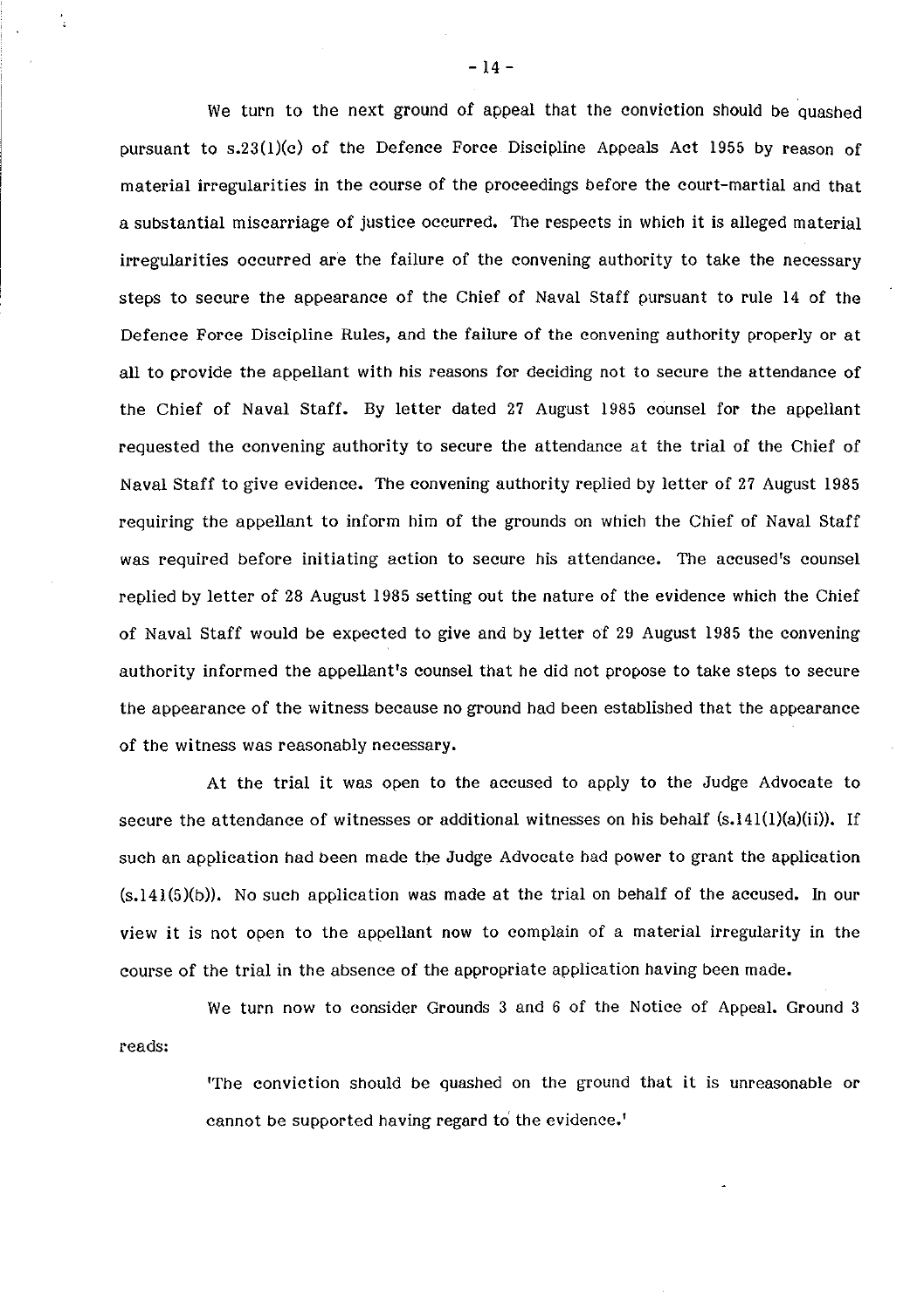We turn to the next ground of appeal that the conviction should be quashed pursuant to s.23(1)(c) of the Defence Force Discipline Appeals Act 1955 by reason of material irregularities in the course of the proceedings before the court-martial and that a substantial miscarriage of justice occurred. The respects in which it is alleged material irregularities occurred are the failure of the convening authority to take the necessary steps to secure the appearance of the Chief of Naval Staff pursuant to rule 14 of the Defence Force Discipline Rules, and the failure of the convening authority properly or at all to provide the appellant with his reasons for deciding not to secure the attendance of the Chief of Naval Staff. By letter dated 27 August 1985 counsel for the appellant requested the convening authority to secure the attendance at the trial of the Chief of Naval Staff to give evidence. The convening authority replied by letter of 27 August 1985 requiring the appellant to inform him of the grounds on which the Chief of Naval Staff was required before initiating action to secure his attendance. The accused's counsel replied by letter of 28 August 1985 setting out the nature of the evidence which the Chief of Naval Staff would be expected to give and by letter of 29 August 1985 the convening authority informed the appellant's counsel that he did not propose to take steps to secure the appearance of the witness because no ground had been established that the appearance of the witness was reasonably necessary.

At the trial it was open to the accused to apply to the Judge Advocate to secure the attendance of witnesses or additional witnesses on his behalf (s.141(1)(a)(ii)). If such an application had been made the Judge Advocate had power to grant the application (s.141(5)(b)). No such application was made at the trial on behalf of the accused. In our view it is not open to the appellant now to complain of a material irregularity in the course of the trial in the absence of the appropriate application having been made.

We turn now to consider Grounds 3 and 6 of the Notice of Appeal. Ground 3 reads:

> 'The conviction should be quashed on the ground that it is unreasonable or cannot be supported having regard to the evidence.'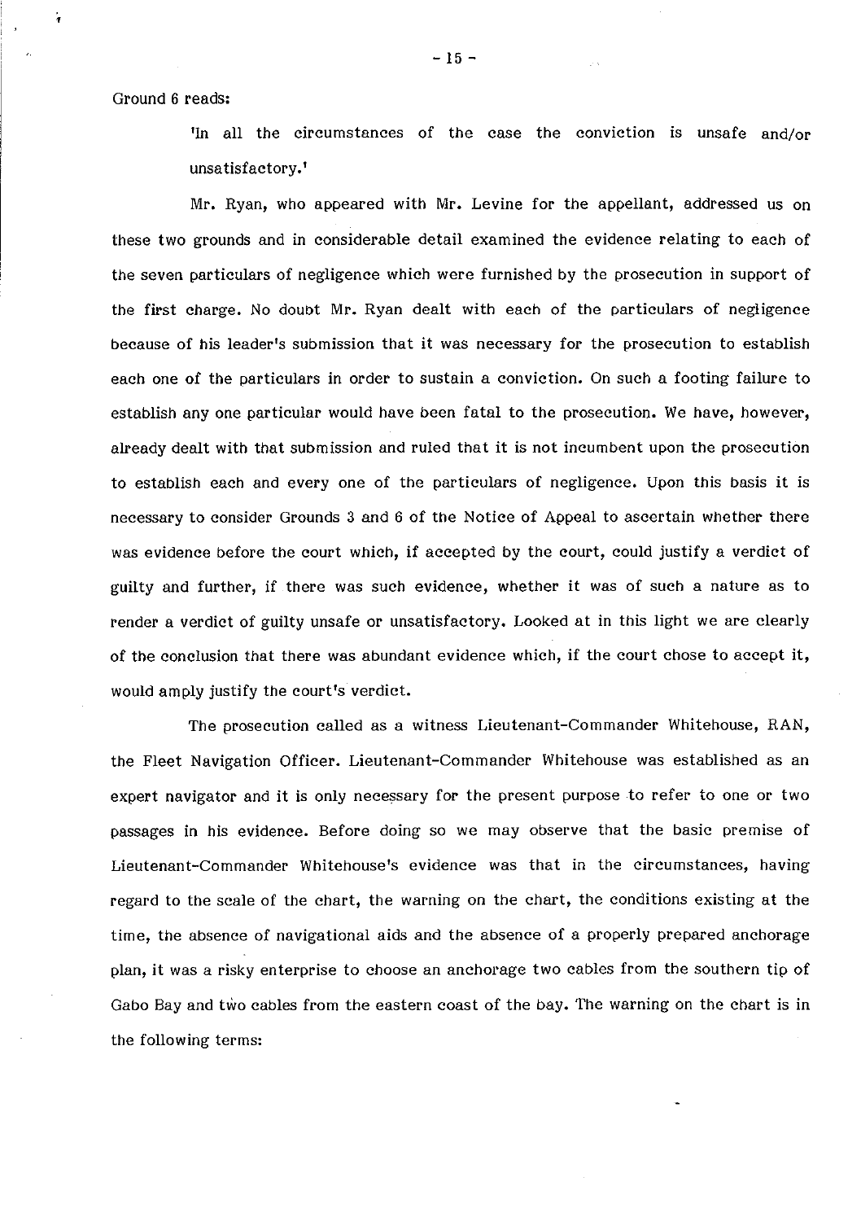Ground 6 reads:

> 'In all the circumstances of the case the conviction is unsafe and/or unsatisfactory.'

Mr. Ryan, who appeared with Mr. Levine for the appellant, addressed us on these two grounds and in considerable detail examined the evidence relating to each of the seven particulars of negligence which were furnished by the prosecution in support of the first charge. No doubt Mr. Ryan dealt with each of the particulars of negligence because of his leader's submission that it was necessary for the prosecution to establish each one of the particulars in order to sustain a conviction. On such a footing failure to establish any one particular would have been fatal to the prosecution. We have, however, already dealt with that submission and ruled that it is not incumbent upon the prosecution to establish each and every one of the particulars of negligence. Upon this basis it is necessary to consider Grounds 3 and 6 of the Notice of Appeal to ascertain whether there was evidence before the court which, if accepted by the court, could justify a verdict of guilty and further, if there was such evidence, whether it was of such a nature as to render a verdict of guilty unsafe or unsatisfactory. Looked at in this light we are clearly of the conclusion that there was abundant evidence which, if the court chose to accept it, would amply justify the court's verdict.

The prosecution called as a witness Lieutenant-Commander Whitehouse, RAN, the Fleet Navigation Officer. Lieutenant-Commander Whitehouse was established as an expert navigator and it is only necessary for the present purpose to refer to one or two passages in his evidence. Before doing so we may observe that the basic premise of Lieutenant-Commander Whitehouse's evidence was that in the circumstances, having regard to the scale of the chart, the warning on the chart, the conditions existing at the time, the absence of navigational aids and the absence of a properly prepared anchorage plan, it was a risky enterprise to choose an anchorage two cables from the southern tip of Gabo Bay and two cables from the eastern coast of the bay. The warning on the chart is in the following terms: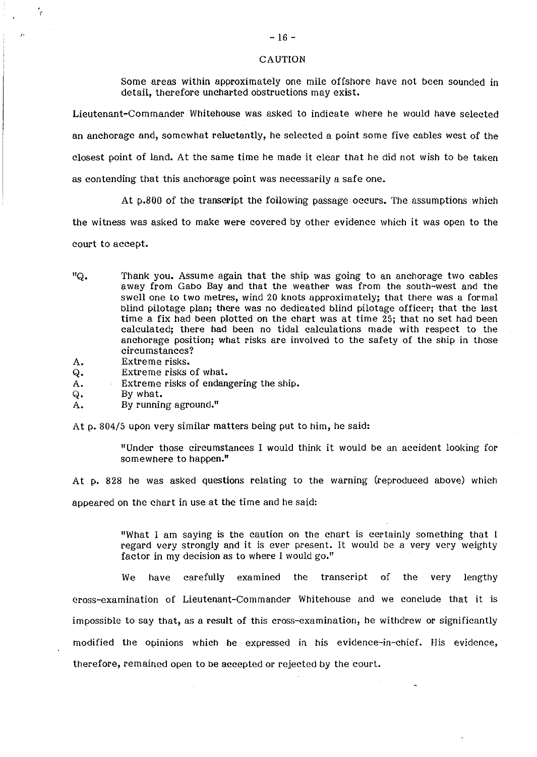CAUTION

> Some areas within approximately one mile offshore have not been sounded in detail, therefore uncharted obstructions may exist.

Lieutenant-Commander Whitehouse was asked to indicate where he would have selected an anchorage and, somewhat reluctantly, he selected a point some five cables west of the closest point of land. At the same time he made it clear that he did not wish to be taken as contending that this anchorage point was necessarily a safe one.

At p.800 of the transcript the following passage occurs. The assumptions which the witness was asked to make were covered by other evidence which it was open to the court to accept.

> "Q. Thank you. Assume again that the ship was going to an anchorage two cables away from Gabo Bay and that the weather was from the south-west and the swell one to two metres, wind 20 knots approximately; that there was a formal blind pilotage plan; there was no dedicated blind pilotage officer; that the last time a fix had been plotted on the chart was at time 25; that no set had been calculated; there had been no tidal calculations made with respect to the anchorage position; what risks are involved to the safety of the ship in those circumstances?
>
> A. Extreme risks.
>
> Q. Extreme risks of what.
>
> A. Extreme risks of endangering the ship.
>
> Q. By what.
>
> A. By running aground."

At p. 804/5 upon very similar matters being put to him, he said:

> "Under those circumstances I would think it would be an accident looking for somewhere to happen."

At p. 828 he was asked questions relating to the warning (reproduced above) which appeared on the chart in use at the time and he said:

> "What I am saying is the caution on the chart is certainly something that I regard very strongly and it is ever present. It would be a very very weighty factor in my decision as to where I would go."

We have carefully examined the transcript of the very lengthy cross-examination of Lieutenant-Commander Whitehouse and we conclude that it is impossible to say that, as a result of this cross-examination, he withdrew or significantly modified the opinions which he expressed in his evidence-in-chief. His evidence, therefore, remained open to be accepted or rejected by the court.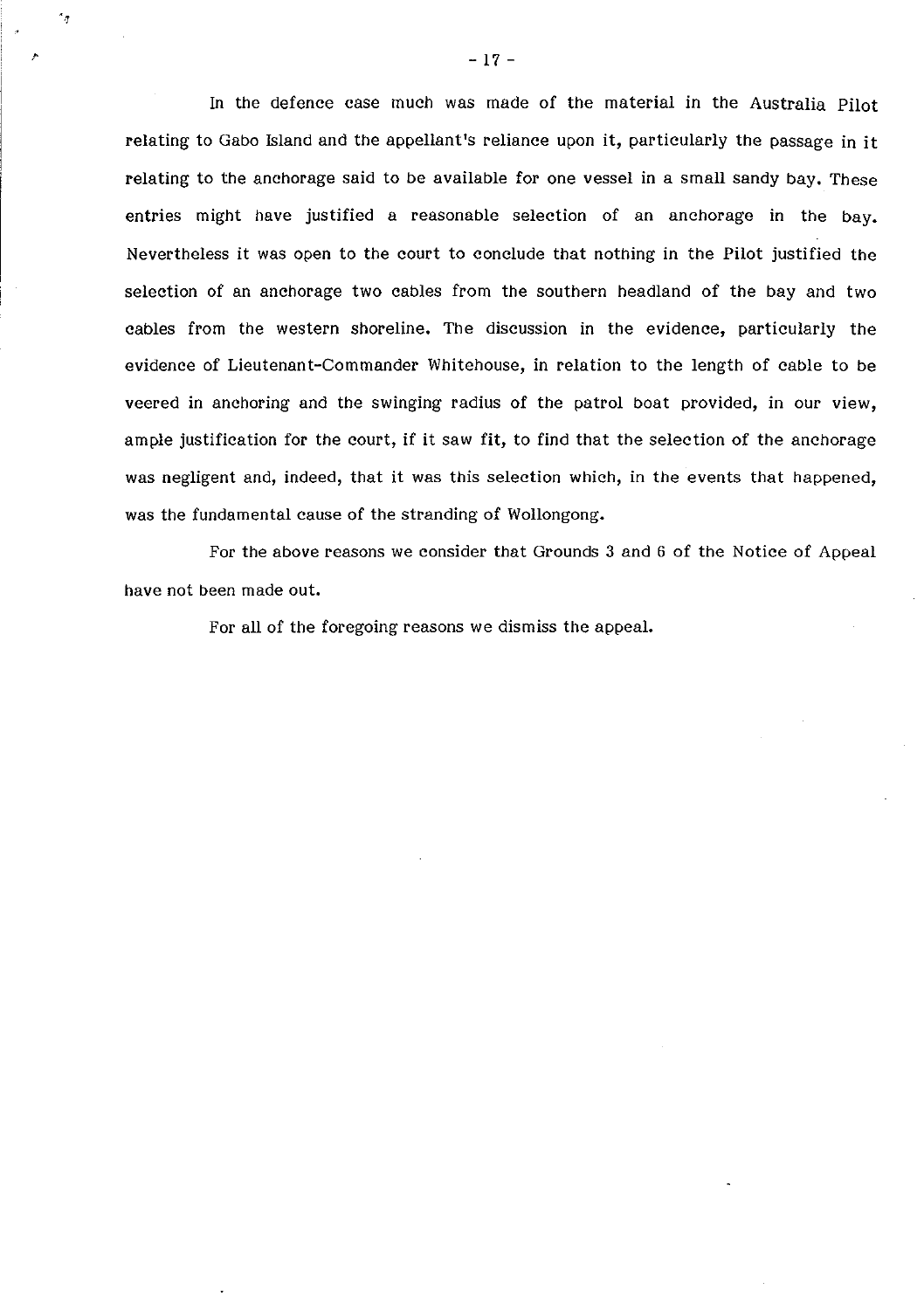In the defence case much was made of the material in the Australia Pilot relating to Gabo Island and the appellant's reliance upon it, particularly the passage in it relating to the anchorage said to be available for one vessel in a small sandy bay. These entries might have justified a reasonable selection of an anchorage in the bay. Nevertheless it was open to the court to conclude that nothing in the Pilot justified the selection of an anchorage two cables from the southern headland of the bay and two cables from the western shoreline. The discussion in the evidence, particularly the evidence of Lieutenant-Commander Whitehouse, in relation to the length of cable to be veered in anchoring and the swinging radius of the patrol boat provided, in our view, ample justification for the court, if it saw fit, to find that the selection of the anchorage was negligent and, indeed, that it was this selection which, in the events that happened, was the fundamental cause of the stranding of Wollongong.

For the above reasons we consider that Grounds 3 and 6 of the Notice of Appeal have not been made out.

For all of the foregoing reasons we dismiss the appeal.